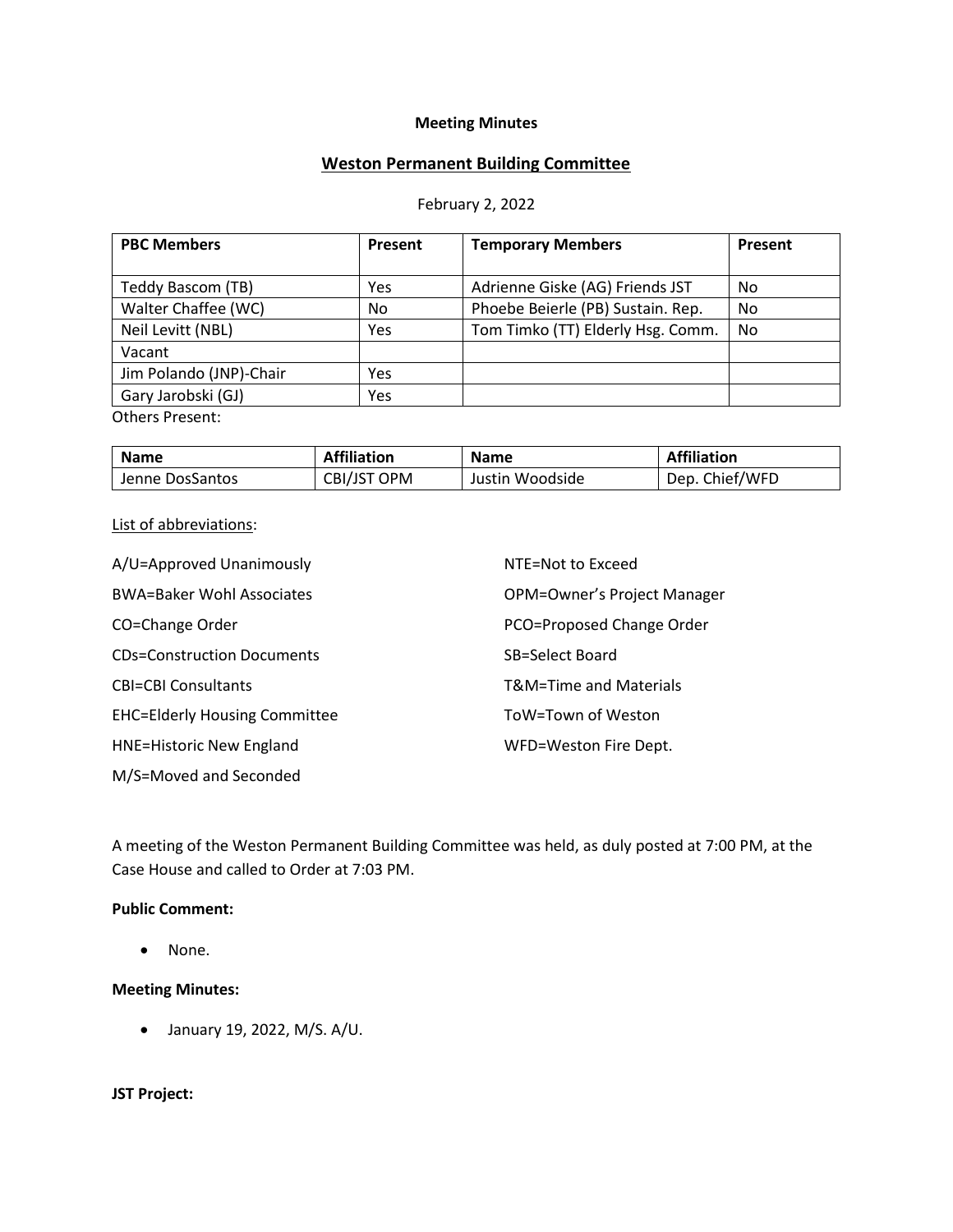**Meeting Minutes**

# Weston Permanent Building Committee

February 2, 2022

| PBC Members | Present | Temporary Members | Present |
|---|---|---|---|
| Teddy Bascom (TB) | Yes | Adrienne Giske (AG) Friends JST | No |
| Walter Chaffee (WC) | No | Phoebe Beierle (PB) Sustain. Rep. | No |
| Neil Levitt (NBL) | Yes | Tom Timko (TT) Elderly Hsg. Comm. | No |
| Vacant | | | |
| Jim Polando (JNP)-Chair | Yes | | |
| Gary Jarobski (GJ) | Yes | | |

Others Present:

| Name | Affiliation | Name | Affiliation |
|---|---|---|---|
| Jenne DosSantos | CBI/JST OPM | Justin Woodside | Dep. Chief/WFD |

List of abbreviations:

A/U=Approved Unanimously

BWA=Baker Wohl Associates

CO=Change Order

CDs=Construction Documents

CBI=CBI Consultants

EHC=Elderly Housing Committee

HNE=Historic New England

M/S=Moved and Seconded

NTE=Not to Exceed

OPM=Owner's Project Manager

PCO=Proposed Change Order

SB=Select Board

T&M=Time and Materials

ToW=Town of Weston

WFD=Weston Fire Dept.

A meeting of the Weston Permanent Building Committee was held, as duly posted at 7:00 PM, at the Case House and called to Order at 7:03 PM.

**Public Comment:**

- None.

**Meeting Minutes:**

- January 19, 2022, M/S. A/U.

**JST Project:**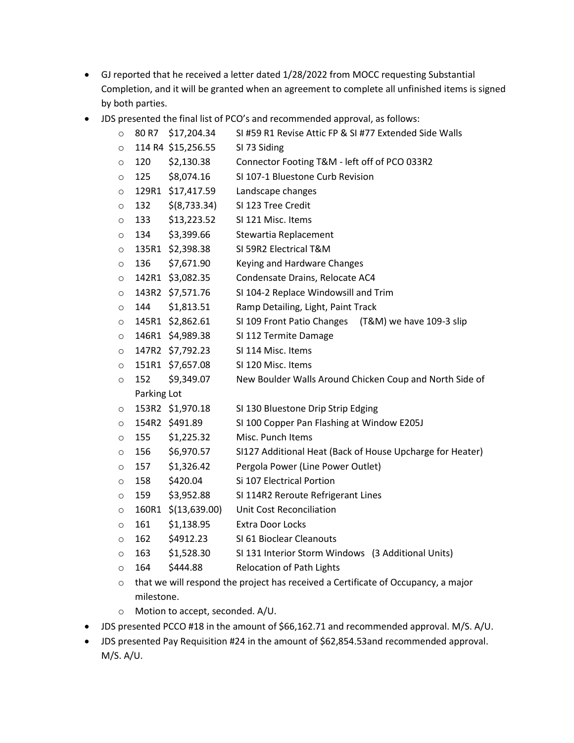- GJ reported that he received a letter dated 1/28/2022 from MOCC requesting Substantial Completion, and it will be granted when an agreement to complete all unfinished items is signed by both parties.
- JDS presented the final list of PCO's and recommended approval, as follows:
    - 80 R7 $17,204.34 SI #59 R1 Revise Attic FP & SI #77 Extended Side Walls
    - 114 R4 $15,256.55 SI 73 Siding
    - 120 $2,130.38 Connector Footing T&M - left off of PCO 033R2
    - 125 $8,074.16 SI 107-1 Bluestone Curb Revision
    - 129R1 $17,417.59 Landscape changes
    - 132 $(8,733.34) SI 123 Tree Credit
    - 133 $13,223.52 SI 121 Misc. Items
    - 134 $3,399.66 Stewartia Replacement
    - 135R1 $2,398.38 SI 59R2 Electrical T&M
    - 136 $7,671.90 Keying and Hardware Changes
    - 142R1 $3,082.35 Condensate Drains, Relocate AC4
    - 143R2 $7,571.76 SI 104-2 Replace Windowsill and Trim
    - 144 $1,813.51 Ramp Detailing, Light, Paint Track
    - 145R1 $2,862.61 SI 109 Front Patio Changes (T&M) we have 109-3 slip
    - 146R1 $4,989.38 SI 112 Termite Damage
    - 147R2 $7,792.23 SI 114 Misc. Items
    - 151R1 $7,657.08 SI 120 Misc. Items
    - 152 $9,349.07 New Boulder Walls Around Chicken Coup and North Side of Parking Lot
    - 153R2 $1,970.18 SI 130 Bluestone Drip Strip Edging
    - 154R2 $491.89 SI 100 Copper Pan Flashing at Window E205J
    - 155 $1,225.32 Misc. Punch Items
    - 156 $6,970.57 SI127 Additional Heat (Back of House Upcharge for Heater)
    - 157 $1,326.42 Pergola Power (Line Power Outlet)
    - 158 $420.04 Si 107 Electrical Portion
    - 159 $3,952.88 SI 114R2 Reroute Refrigerant Lines
    - 160R1 $(13,639.00) Unit Cost Reconciliation
    - 161 $1,138.95 Extra Door Locks
    - 162 $4912.23 SI 61 Bioclear Cleanouts
    - 163 $1,528.30 SI 131 Interior Storm Windows (3 Additional Units)
    - 164 $444.88 Relocation of Path Lights
    - that we will respond the project has received a Certificate of Occupancy, a major milestone.
    - Motion to accept, seconded. A/U.
- JDS presented PCCO #18 in the amount of $66,162.71 and recommended approval. M/S. A/U.
- JDS presented Pay Requisition #24 in the amount of $62,854.53and recommended approval. M/S. A/U.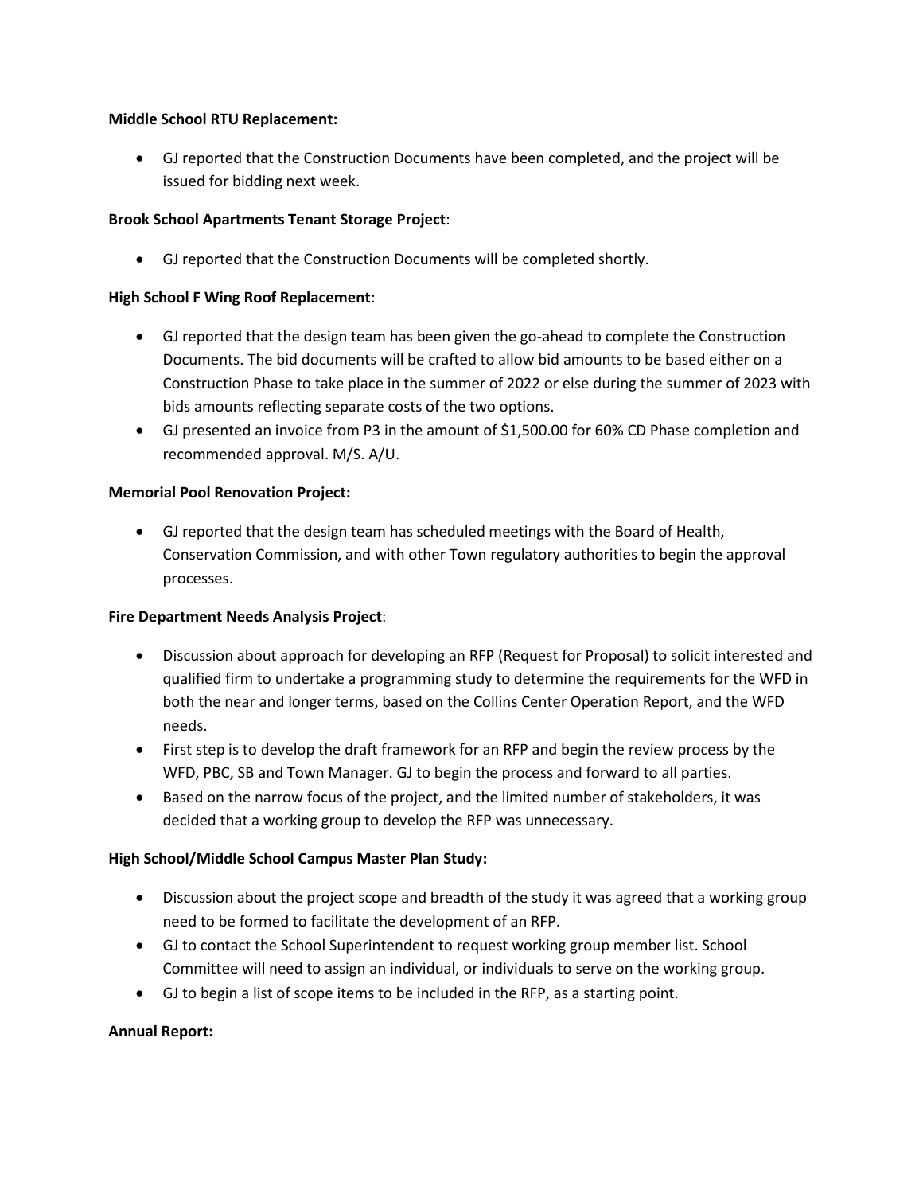**Middle School RTU Replacement:**

- GJ reported that the Construction Documents have been completed, and the project will be issued for bidding next week.

**Brook School Apartments Tenant Storage Project**:

- GJ reported that the Construction Documents will be completed shortly.

**High School F Wing Roof Replacement**:

- GJ reported that the design team has been given the go-ahead to complete the Construction Documents. The bid documents will be crafted to allow bid amounts to be based either on a Construction Phase to take place in the summer of 2022 or else during the summer of 2023 with bids amounts reflecting separate costs of the two options.
- GJ presented an invoice from P3 in the amount of $1,500.00 for 60% CD Phase completion and recommended approval. M/S. A/U.

**Memorial Pool Renovation Project:**

- GJ reported that the design team has scheduled meetings with the Board of Health, Conservation Commission, and with other Town regulatory authorities to begin the approval processes.

**Fire Department Needs Analysis Project**:

- Discussion about approach for developing an RFP (Request for Proposal) to solicit interested and qualified firm to undertake a programming study to determine the requirements for the WFD in both the near and longer terms, based on the Collins Center Operation Report, and the WFD needs.
- First step is to develop the draft framework for an RFP and begin the review process by the WFD, PBC, SB and Town Manager. GJ to begin the process and forward to all parties.
- Based on the narrow focus of the project, and the limited number of stakeholders, it was decided that a working group to develop the RFP was unnecessary.

**High School/Middle School Campus Master Plan Study:**

- Discussion about the project scope and breadth of the study it was agreed that a working group need to be formed to facilitate the development of an RFP.
- GJ to contact the School Superintendent to request working group member list. School Committee will need to assign an individual, or individuals to serve on the working group.
- GJ to begin a list of scope items to be included in the RFP, as a starting point.

**Annual Report:**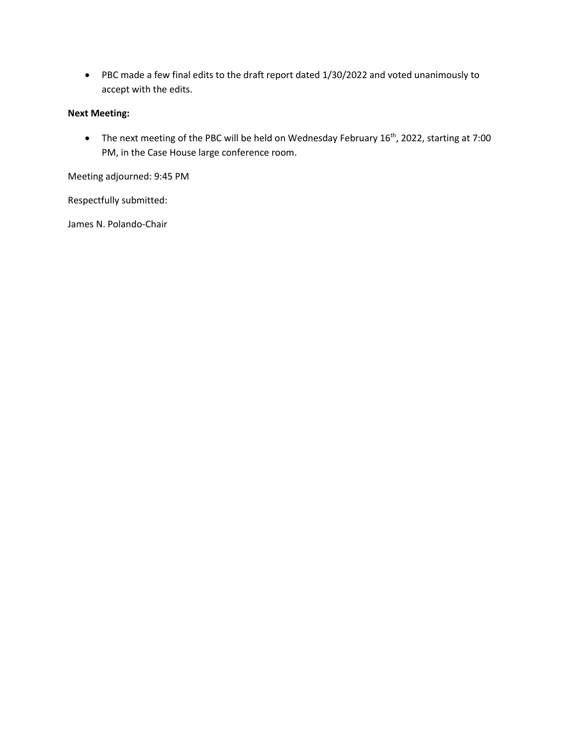- PBC made a few final edits to the draft report dated 1/30/2022 and voted unanimously to accept with the edits.

**Next Meeting:**

- The next meeting of the PBC will be held on Wednesday February 16th, 2022, starting at 7:00 PM, in the Case House large conference room.

Meeting adjourned: 9:45 PM

Respectfully submitted:

James N. Polando-Chair